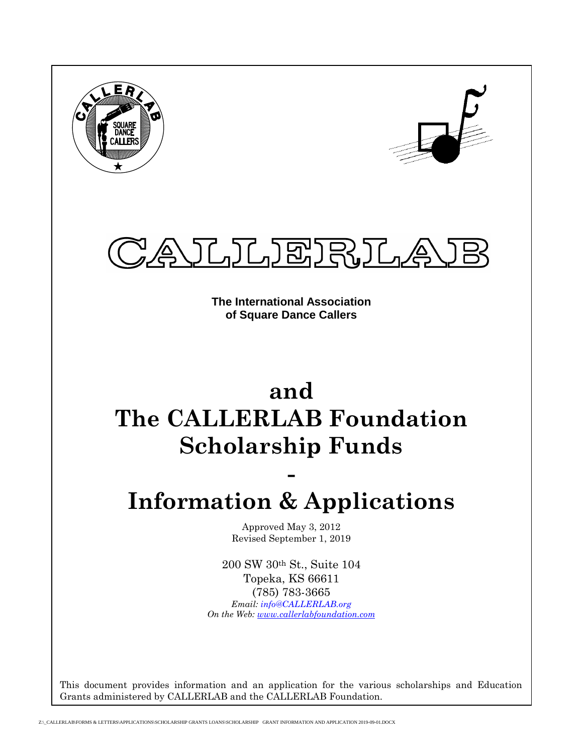# CALLERLAB

**The International Association of Square Dance Callers**

# and The CALLERLAB Foundation Scholarship Funds

# -

# Information & Applications

Approved May 3, 2012
Revised September 1, 2019

200 SW 30th St., Suite 104
Topeka, KS 66611
(785) 783-3665
*Email: info@CALLERLAB.org*
*On the Web: www.callerlabfoundation.com*

This document provides information and an application for the various scholarships and Education Grants administered by CALLERLAB and the CALLERLAB Foundation.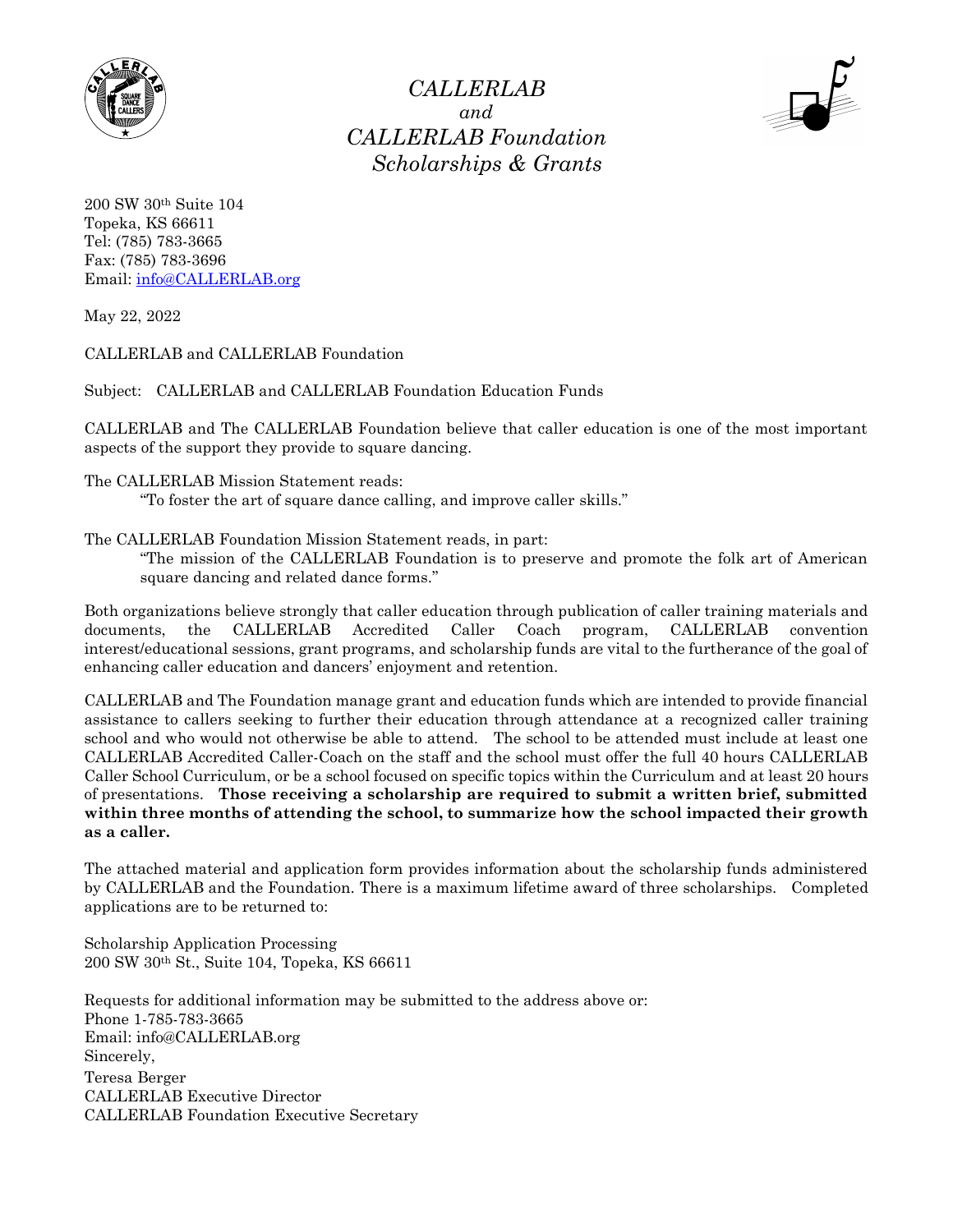# *CALLERLAB*
*and*
# *CALLERLAB Foundation*
## *Scholarships & Grants*

200 SW 30th Suite 104
Topeka, KS 66611
Tel: (785) 783-3665
Fax: (785) 783-3696
Email: info@CALLERLAB.org

May 22, 2022

CALLERLAB and CALLERLAB Foundation

Subject: CALLERLAB and CALLERLAB Foundation Education Funds

CALLERLAB and The CALLERLAB Foundation believe that caller education is one of the most important aspects of the support they provide to square dancing.

The CALLERLAB Mission Statement reads:

> "To foster the art of square dance calling, and improve caller skills."

The CALLERLAB Foundation Mission Statement reads, in part:

> "The mission of the CALLERLAB Foundation is to preserve and promote the folk art of American square dancing and related dance forms."

Both organizations believe strongly that caller education through publication of caller training materials and documents, the CALLERLAB Accredited Caller Coach program, CALLERLAB convention interest/educational sessions, grant programs, and scholarship funds are vital to the furtherance of the goal of enhancing caller education and dancers' enjoyment and retention.

CALLERLAB and The Foundation manage grant and education funds which are intended to provide financial assistance to callers seeking to further their education through attendance at a recognized caller training school and who would not otherwise be able to attend. The school to be attended must include at least one CALLERLAB Accredited Caller-Coach on the staff and the school must offer the full 40 hours CALLERLAB Caller School Curriculum, or be a school focused on specific topics within the Curriculum and at least 20 hours of presentations. **Those receiving a scholarship are required to submit a written brief, submitted within three months of attending the school, to summarize how the school impacted their growth as a caller.**

The attached material and application form provides information about the scholarship funds administered by CALLERLAB and the Foundation. There is a maximum lifetime award of three scholarships. Completed applications are to be returned to:

Scholarship Application Processing
200 SW 30th St., Suite 104, Topeka, KS 66611

Requests for additional information may be submitted to the address above or:
Phone 1-785-783-3665
Email: info@CALLERLAB.org

Sincerely,
Teresa Berger
CALLERLAB Executive Director
CALLERLAB Foundation Executive Secretary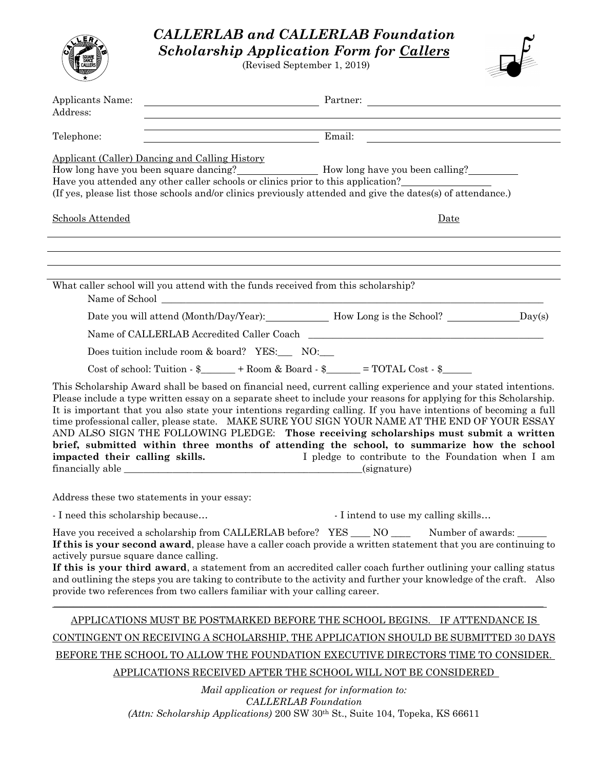# *CALLERLAB and CALLERLAB Foundation Scholarship Application Form for Callers*

(Revised September 1, 2019)

Applicants Name: ______________________ Partner: ______________________

Address: ______________________________________________

______________________________________________

Telephone: ______________________ Email: ______________________

Applicant (Caller) Dancing and Calling History

How long have you been square dancing?__________ How long have you been calling?__________

Have you attended any other caller schools or clinics prior to this application?__________

(If yes, please list those schools and/or clinics previously attended and give the dates(s) of attendance.)

Schools Attended Date

______________________________________________

______________________________________________

______________________________________________

______________________________________________

What caller school will you attend with the funds received from this scholarship?

Name of School ______________________________________________

Date you will attend (Month/Day/Year):__________ How Long is the School? __________Day(s)

Name of CALLERLAB Accredited Caller Coach ______________________________

Does tuition include room & board? YES:___ NO:___

Cost of school: Tuition - $_______ + Room & Board - $_______ = TOTAL Cost - $______

This Scholarship Award shall be based on financial need, current calling experience and your stated intentions. Please include a type written essay on a separate sheet to include your reasons for applying for this Scholarship. It is important that you also state your intentions regarding calling. If you have intentions of becoming a full time professional caller, please state. MAKE SURE YOU SIGN YOUR NAME AT THE END OF YOUR ESSAY AND ALSO SIGN THE FOLLOWING PLEDGE: **Those receiving scholarships must submit a written brief, submitted within three months of attending the school, to summarize how the school impacted their calling skills.** I pledge to contribute to the Foundation when I am financially able ______________________________(signature)

Address these two statements in your essay:

- I need this scholarship because…
- I intend to use my calling skills…

Have you received a scholarship from CALLERLAB before? YES ____ NO ____ Number of awards: ______

**If this is your second award**, please have a caller coach provide a written statement that you are continuing to actively pursue square dance calling.

**If this is your third award**, a statement from an accredited caller coach further outlining your calling status and outlining the steps you are taking to contribute to the activity and further your knowledge of the craft. Also provide two references from two callers familiar with your calling career.

---

APPLICATIONS MUST BE POSTMARKED BEFORE THE SCHOOL BEGINS. IF ATTENDANCE IS CONTINGENT ON RECEIVING A SCHOLARSHIP, THE APPLICATION SHOULD BE SUBMITTED 30 DAYS BEFORE THE SCHOOL TO ALLOW THE FOUNDATION EXECUTIVE DIRECTORS TIME TO CONSIDER. APPLICATIONS RECEIVED AFTER THE SCHOOL WILL NOT BE CONSIDERED

*Mail application or request for information to:*
*CALLERLAB Foundation*
*(Attn: Scholarship Applications)* 200 SW 30th St., Suite 104, Topeka, KS 66611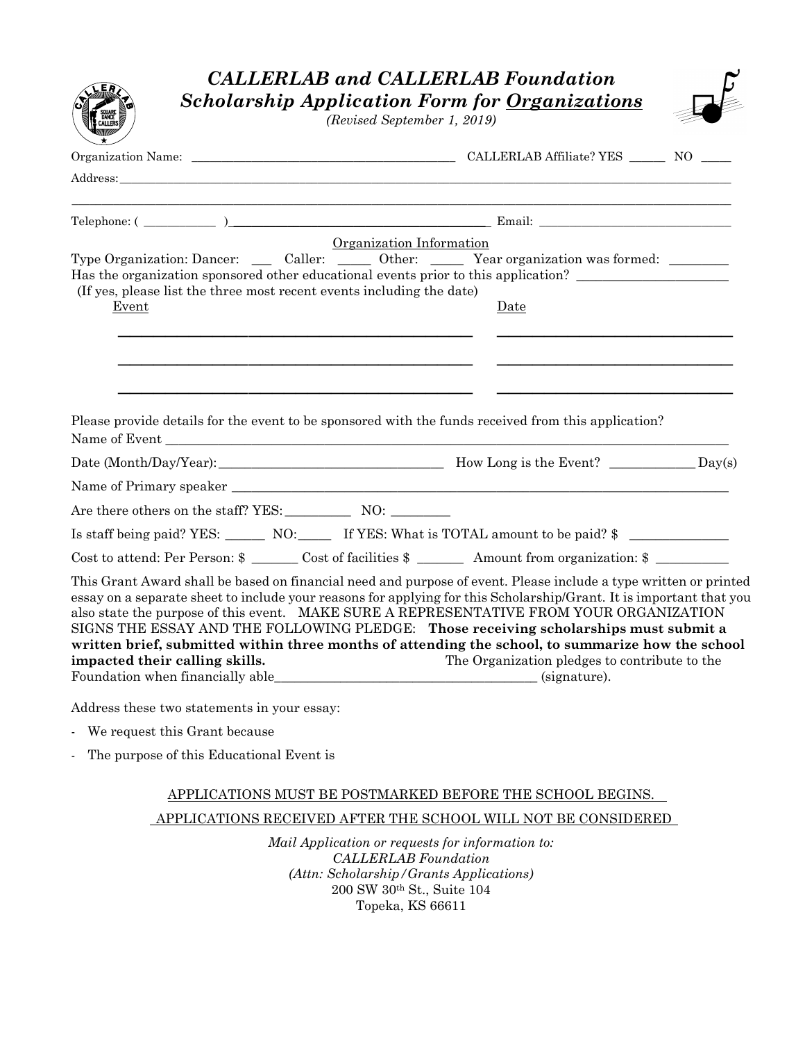# *CALLERLAB and CALLERLAB Foundation Scholarship Application Form for Organizations*

*(Revised September 1, 2019)*

Organization Name: ________________________________________ CALLERLAB Affiliate? YES ______ NO _____

Address: ____________________________________________________________________________________________

____________________________________________________________________________________________________

Telephone: ( ____________ )________________________________________ Email: _______________________________

Organization Information

Type Organization: Dancer: ___ Caller: _____ Other: _____ Year organization was formed: _________

Has the organization sponsored other educational events prior to this application? _______________________

(If yes, please list the three most recent events including the date)

| Event | Date |
|---|---|
| ______________________________________________ | ________________________________ |
| ______________________________________________ | ________________________________ |
| ______________________________________________ | ________________________________ |

Please provide details for the event to be sponsored with the funds received from this application?

Name of Event ___________________________________________________________________________________

Date (Month/Day/Year):___________________________________ How Long is the Event? _____________ Day(s)

Name of Primary speaker _________________________________________________________________________

Are there others on the staff? YES:__________ NO: _________

Is staff being paid? YES: ______ NO:_____ If YES: What is TOTAL amount to be paid? $ _______________

Cost to attend: Per Person: $ _______ Cost of facilities $ _______ Amount from organization: $ ___________

This Grant Award shall be based on financial need and purpose of event. Please include a type written or printed essay on a separate sheet to include your reasons for applying for this Scholarship/Grant. It is important that you also state the purpose of this event. MAKE SURE A REPRESENTATIVE FROM YOUR ORGANIZATION SIGNS THE ESSAY AND THE FOLLOWING PLEDGE: **Those receiving scholarships must submit a written brief, submitted within three months of attending the school, to summarize how the school impacted their calling skills.** The Organization pledges to contribute to the Foundation when financially able________________________________________ (signature).

Address these two statements in your essay:

- We request this Grant because
- The purpose of this Educational Event is

APPLICATIONS MUST BE POSTMARKED BEFORE THE SCHOOL BEGINS.

APPLICATIONS RECEIVED AFTER THE SCHOOL WILL NOT BE CONSIDERED

*Mail Application or requests for information to:*
*CALLERLAB Foundation*
*(Attn: Scholarship/Grants Applications)*
200 SW 30th St., Suite 104
Topeka, KS 66611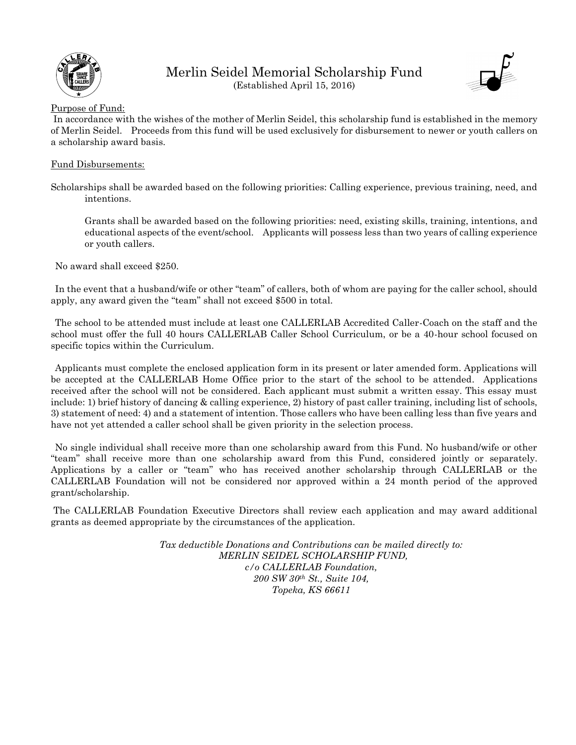# Merlin Seidel Memorial Scholarship Fund

(Established April 15, 2016)

Purpose of Fund:

In accordance with the wishes of the mother of Merlin Seidel, this scholarship fund is established in the memory of Merlin Seidel. Proceeds from this fund will be used exclusively for disbursement to newer or youth callers on a scholarship award basis.

Fund Disbursements:

Scholarships shall be awarded based on the following priorities: Calling experience, previous training, need, and intentions.

Grants shall be awarded based on the following priorities: need, existing skills, training, intentions, and educational aspects of the event/school. Applicants will possess less than two years of calling experience or youth callers.

No award shall exceed $250.

In the event that a husband/wife or other "team" of callers, both of whom are paying for the caller school, should apply, any award given the "team" shall not exceed $500 in total.

The school to be attended must include at least one CALLERLAB Accredited Caller-Coach on the staff and the school must offer the full 40 hours CALLERLAB Caller School Curriculum, or be a 40-hour school focused on specific topics within the Curriculum.

Applicants must complete the enclosed application form in its present or later amended form. Applications will be accepted at the CALLERLAB Home Office prior to the start of the school to be attended. Applications received after the school will not be considered. Each applicant must submit a written essay. This essay must include: 1) brief history of dancing & calling experience, 2) history of past caller training, including list of schools, 3) statement of need: 4) and a statement of intention. Those callers who have been calling less than five years and have not yet attended a caller school shall be given priority in the selection process.

No single individual shall receive more than one scholarship award from this Fund. No husband/wife or other "team" shall receive more than one scholarship award from this Fund, considered jointly or separately. Applications by a caller or "team" who has received another scholarship through CALLERLAB or the CALLERLAB Foundation will not be considered nor approved within a 24 month period of the approved grant/scholarship.

The CALLERLAB Foundation Executive Directors shall review each application and may award additional grants as deemed appropriate by the circumstances of the application.

*Tax deductible Donations and Contributions can be mailed directly to:*
*MERLIN SEIDEL SCHOLARSHIP FUND,*
*c/o CALLERLAB Foundation,*
*200 SW 30th St., Suite 104,*
*Topeka, KS 66611*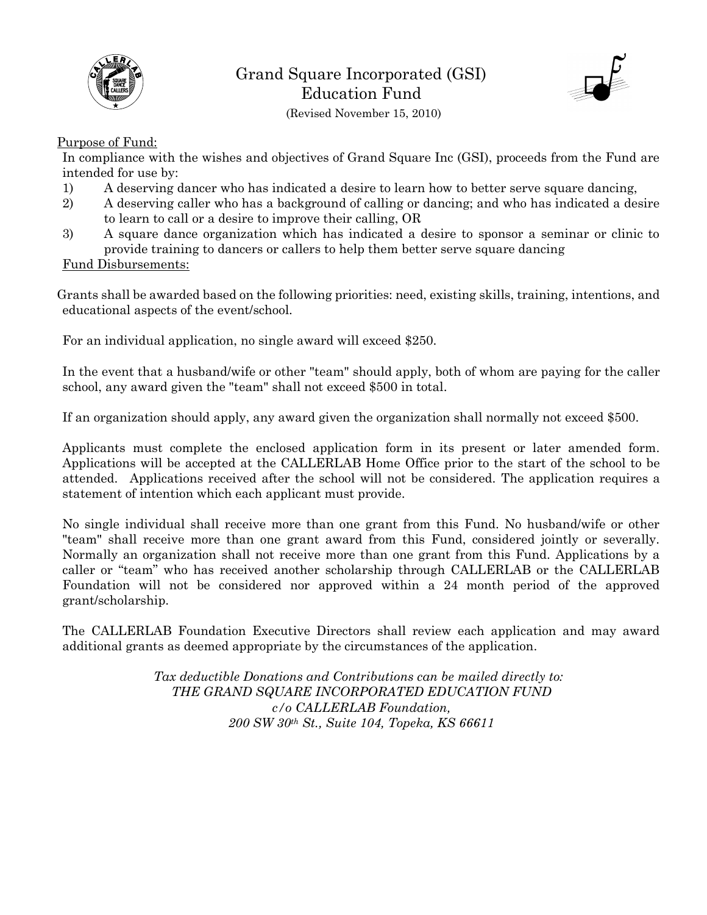# Grand Square Incorporated (GSI) Education Fund

(Revised November 15, 2010)

Purpose of Fund:

In compliance with the wishes and objectives of Grand Square Inc (GSI), proceeds from the Fund are intended for use by:

1) A deserving dancer who has indicated a desire to learn how to better serve square dancing,
2) A deserving caller who has a background of calling or dancing; and who has indicated a desire to learn to call or a desire to improve their calling, OR
3) A square dance organization which has indicated a desire to sponsor a seminar or clinic to provide training to dancers or callers to help them better serve square dancing

Fund Disbursements:

Grants shall be awarded based on the following priorities: need, existing skills, training, intentions, and educational aspects of the event/school.

For an individual application, no single award will exceed $250.

In the event that a husband/wife or other "team" should apply, both of whom are paying for the caller school, any award given the "team" shall not exceed $500 in total.

If an organization should apply, any award given the organization shall normally not exceed $500.

Applicants must complete the enclosed application form in its present or later amended form. Applications will be accepted at the CALLERLAB Home Office prior to the start of the school to be attended. Applications received after the school will not be considered. The application requires a statement of intention which each applicant must provide.

No single individual shall receive more than one grant from this Fund. No husband/wife or other "team" shall receive more than one grant award from this Fund, considered jointly or severally. Normally an organization shall not receive more than one grant from this Fund. Applications by a caller or "team" who has received another scholarship through CALLERLAB or the CALLERLAB Foundation will not be considered nor approved within a 24 month period of the approved grant/scholarship.

The CALLERLAB Foundation Executive Directors shall review each application and may award additional grants as deemed appropriate by the circumstances of the application.

*Tax deductible Donations and Contributions can be mailed directly to:*
*THE GRAND SQUARE INCORPORATED EDUCATION FUND*
*c/o CALLERLAB Foundation,*
*200 SW 30th St., Suite 104, Topeka, KS 66611*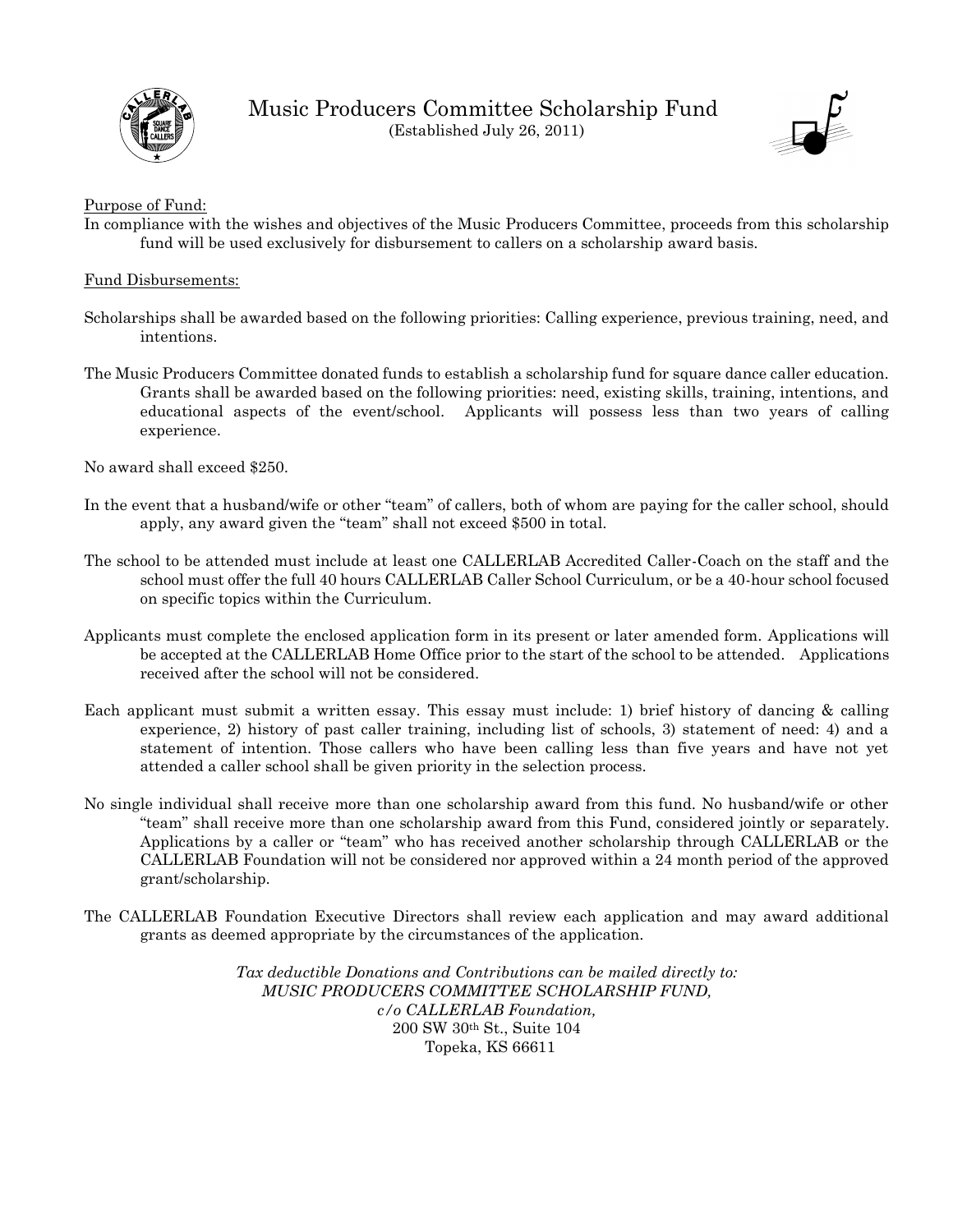# Music Producers Committee Scholarship Fund

(Established July 26, 2011)

Purpose of Fund:

In compliance with the wishes and objectives of the Music Producers Committee, proceeds from this scholarship fund will be used exclusively for disbursement to callers on a scholarship award basis.

Fund Disbursements:

Scholarships shall be awarded based on the following priorities: Calling experience, previous training, need, and intentions.

The Music Producers Committee donated funds to establish a scholarship fund for square dance caller education. Grants shall be awarded based on the following priorities: need, existing skills, training, intentions, and educational aspects of the event/school. Applicants will possess less than two years of calling experience.

No award shall exceed $250.

In the event that a husband/wife or other "team" of callers, both of whom are paying for the caller school, should apply, any award given the "team" shall not exceed $500 in total.

The school to be attended must include at least one CALLERLAB Accredited Caller-Coach on the staff and the school must offer the full 40 hours CALLERLAB Caller School Curriculum, or be a 40-hour school focused on specific topics within the Curriculum.

Applicants must complete the enclosed application form in its present or later amended form. Applications will be accepted at the CALLERLAB Home Office prior to the start of the school to be attended. Applications received after the school will not be considered.

Each applicant must submit a written essay. This essay must include: 1) brief history of dancing & calling experience, 2) history of past caller training, including list of schools, 3) statement of need: 4) and a statement of intention. Those callers who have been calling less than five years and have not yet attended a caller school shall be given priority in the selection process.

No single individual shall receive more than one scholarship award from this fund. No husband/wife or other "team" shall receive more than one scholarship award from this Fund, considered jointly or separately. Applications by a caller or "team" who has received another scholarship through CALLERLAB or the CALLERLAB Foundation will not be considered nor approved within a 24 month period of the approved grant/scholarship.

The CALLERLAB Foundation Executive Directors shall review each application and may award additional grants as deemed appropriate by the circumstances of the application.

*Tax deductible Donations and Contributions can be mailed directly to:*
*MUSIC PRODUCERS COMMITTEE SCHOLARSHIP FUND,*
*c/o CALLERLAB Foundation,*
200 SW 30th St., Suite 104
Topeka, KS 66611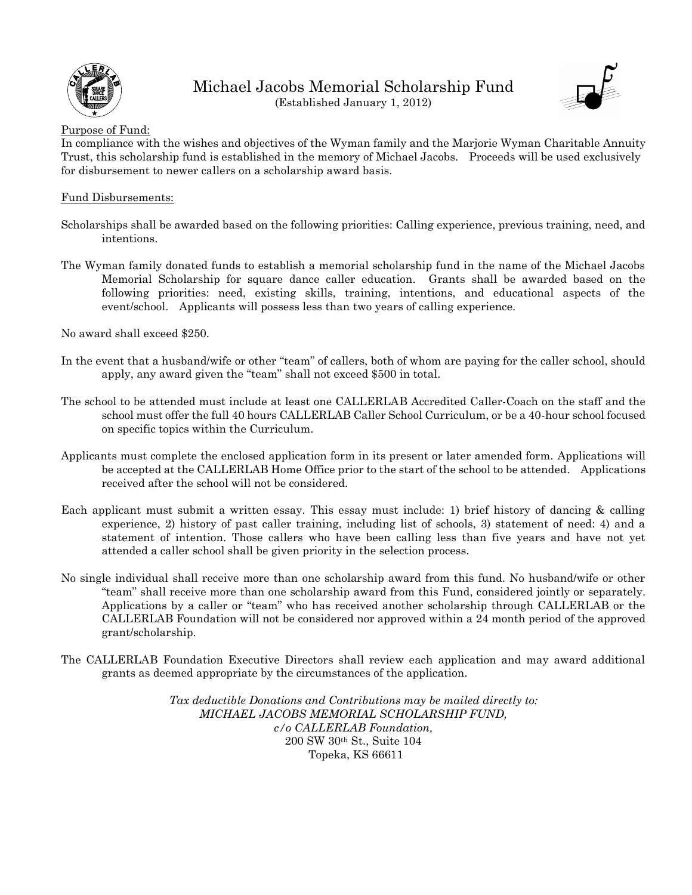# Michael Jacobs Memorial Scholarship Fund

(Established January 1, 2012)

Purpose of Fund:

In compliance with the wishes and objectives of the Wyman family and the Marjorie Wyman Charitable Annuity Trust, this scholarship fund is established in the memory of Michael Jacobs. Proceeds will be used exclusively for disbursement to newer callers on a scholarship award basis.

Fund Disbursements:

Scholarships shall be awarded based on the following priorities: Calling experience, previous training, need, and intentions.

The Wyman family donated funds to establish a memorial scholarship fund in the name of the Michael Jacobs Memorial Scholarship for square dance caller education. Grants shall be awarded based on the following priorities: need, existing skills, training, intentions, and educational aspects of the event/school. Applicants will possess less than two years of calling experience.

No award shall exceed $250.

In the event that a husband/wife or other "team" of callers, both of whom are paying for the caller school, should apply, any award given the "team" shall not exceed $500 in total.

The school to be attended must include at least one CALLERLAB Accredited Caller-Coach on the staff and the school must offer the full 40 hours CALLERLAB Caller School Curriculum, or be a 40-hour school focused on specific topics within the Curriculum.

Applicants must complete the enclosed application form in its present or later amended form. Applications will be accepted at the CALLERLAB Home Office prior to the start of the school to be attended. Applications received after the school will not be considered.

Each applicant must submit a written essay. This essay must include: 1) brief history of dancing & calling experience, 2) history of past caller training, including list of schools, 3) statement of need: 4) and a statement of intention. Those callers who have been calling less than five years and have not yet attended a caller school shall be given priority in the selection process.

No single individual shall receive more than one scholarship award from this fund. No husband/wife or other "team" shall receive more than one scholarship award from this Fund, considered jointly or separately. Applications by a caller or "team" who has received another scholarship through CALLERLAB or the CALLERLAB Foundation will not be considered nor approved within a 24 month period of the approved grant/scholarship.

The CALLERLAB Foundation Executive Directors shall review each application and may award additional grants as deemed appropriate by the circumstances of the application.

*Tax deductible Donations and Contributions may be mailed directly to:*
*MICHAEL JACOBS MEMORIAL SCHOLARSHIP FUND,*
*c/o CALLERLAB Foundation,*
200 SW 30th St., Suite 104
Topeka, KS 66611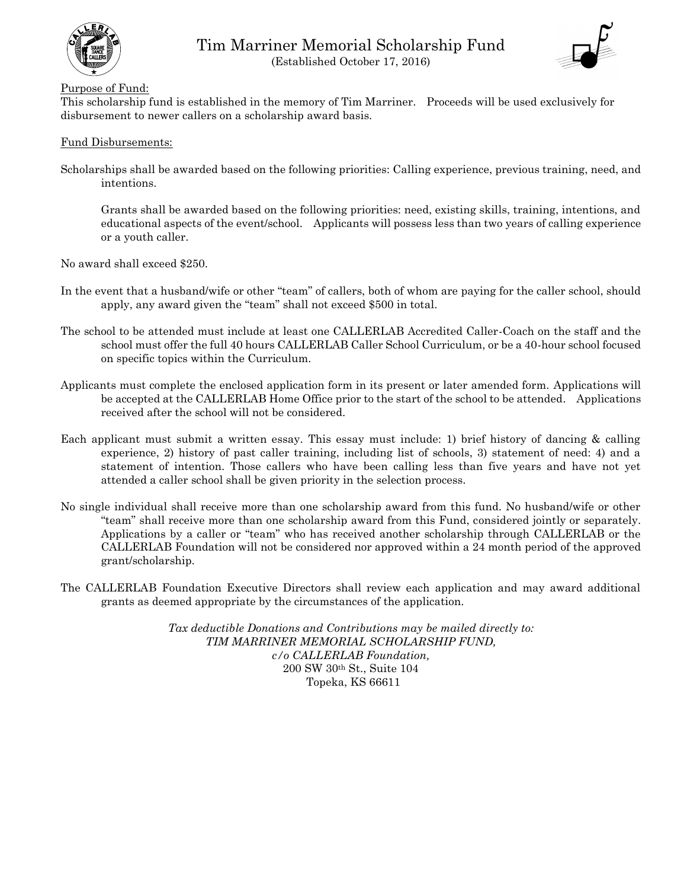# Tim Marriner Memorial Scholarship Fund

(Established October 17, 2016)

Purpose of Fund:

This scholarship fund is established in the memory of Tim Marriner. Proceeds will be used exclusively for disbursement to newer callers on a scholarship award basis.

Fund Disbursements:

Scholarships shall be awarded based on the following priorities: Calling experience, previous training, need, and intentions.

Grants shall be awarded based on the following priorities: need, existing skills, training, intentions, and educational aspects of the event/school. Applicants will possess less than two years of calling experience or a youth caller.

No award shall exceed $250.

In the event that a husband/wife or other "team" of callers, both of whom are paying for the caller school, should apply, any award given the "team" shall not exceed $500 in total.

The school to be attended must include at least one CALLERLAB Accredited Caller-Coach on the staff and the school must offer the full 40 hours CALLERLAB Caller School Curriculum, or be a 40-hour school focused on specific topics within the Curriculum.

Applicants must complete the enclosed application form in its present or later amended form. Applications will be accepted at the CALLERLAB Home Office prior to the start of the school to be attended. Applications received after the school will not be considered.

Each applicant must submit a written essay. This essay must include: 1) brief history of dancing & calling experience, 2) history of past caller training, including list of schools, 3) statement of need: 4) and a statement of intention. Those callers who have been calling less than five years and have not yet attended a caller school shall be given priority in the selection process.

No single individual shall receive more than one scholarship award from this fund. No husband/wife or other "team" shall receive more than one scholarship award from this Fund, considered jointly or separately. Applications by a caller or "team" who has received another scholarship through CALLERLAB or the CALLERLAB Foundation will not be considered nor approved within a 24 month period of the approved grant/scholarship.

The CALLERLAB Foundation Executive Directors shall review each application and may award additional grants as deemed appropriate by the circumstances of the application.

*Tax deductible Donations and Contributions may be mailed directly to:*
*TIM MARRINER MEMORIAL SCHOLARSHIP FUND,*
*c/o CALLERLAB Foundation,*
200 SW 30th St., Suite 104
Topeka, KS 66611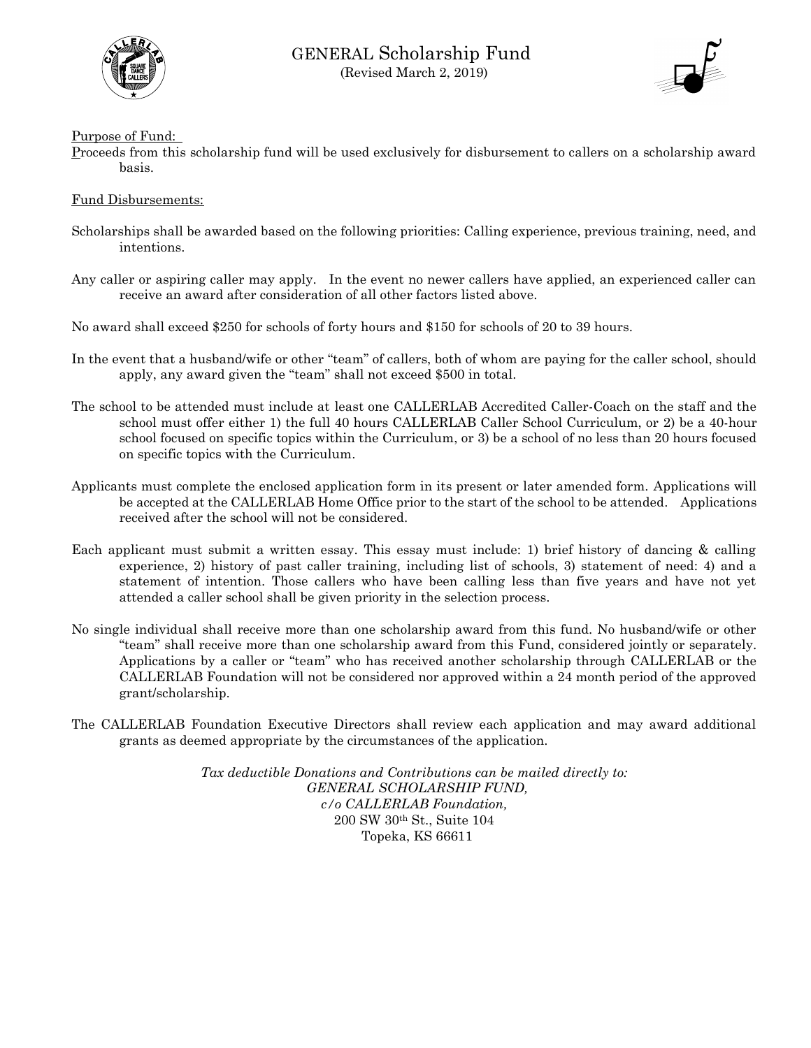# GENERAL Scholarship Fund

(Revised March 2, 2019)

Purpose of Fund:

Proceeds from this scholarship fund will be used exclusively for disbursement to callers on a scholarship award basis.

Fund Disbursements:

Scholarships shall be awarded based on the following priorities: Calling experience, previous training, need, and intentions.

Any caller or aspiring caller may apply. In the event no newer callers have applied, an experienced caller can receive an award after consideration of all other factors listed above.

No award shall exceed $250 for schools of forty hours and $150 for schools of 20 to 39 hours.

In the event that a husband/wife or other "team" of callers, both of whom are paying for the caller school, should apply, any award given the "team" shall not exceed $500 in total.

The school to be attended must include at least one CALLERLAB Accredited Caller-Coach on the staff and the school must offer either 1) the full 40 hours CALLERLAB Caller School Curriculum, or 2) be a 40-hour school focused on specific topics within the Curriculum, or 3) be a school of no less than 20 hours focused on specific topics with the Curriculum.

Applicants must complete the enclosed application form in its present or later amended form. Applications will be accepted at the CALLERLAB Home Office prior to the start of the school to be attended. Applications received after the school will not be considered.

Each applicant must submit a written essay. This essay must include: 1) brief history of dancing & calling experience, 2) history of past caller training, including list of schools, 3) statement of need: 4) and a statement of intention. Those callers who have been calling less than five years and have not yet attended a caller school shall be given priority in the selection process.

No single individual shall receive more than one scholarship award from this fund. No husband/wife or other "team" shall receive more than one scholarship award from this Fund, considered jointly or separately. Applications by a caller or "team" who has received another scholarship through CALLERLAB or the CALLERLAB Foundation will not be considered nor approved within a 24 month period of the approved grant/scholarship.

The CALLERLAB Foundation Executive Directors shall review each application and may award additional grants as deemed appropriate by the circumstances of the application.

*Tax deductible Donations and Contributions can be mailed directly to:*
*GENERAL SCHOLARSHIP FUND,*
*c/o CALLERLAB Foundation,*
200 SW 30th St., Suite 104
Topeka, KS 66611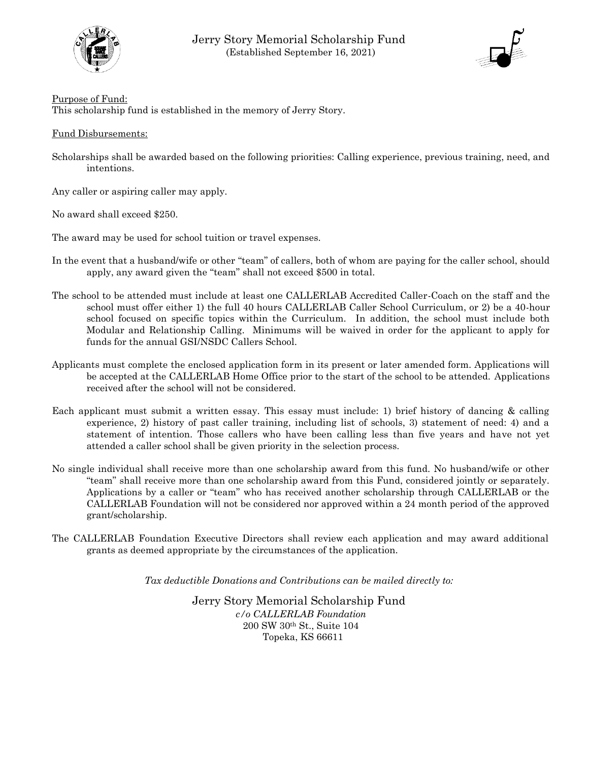# Jerry Story Memorial Scholarship Fund

(Established September 16, 2021)

Purpose of Fund:

This scholarship fund is established in the memory of Jerry Story.

Fund Disbursements:

Scholarships shall be awarded based on the following priorities: Calling experience, previous training, need, and intentions.

Any caller or aspiring caller may apply.

No award shall exceed $250.

The award may be used for school tuition or travel expenses.

In the event that a husband/wife or other "team" of callers, both of whom are paying for the caller school, should apply, any award given the "team" shall not exceed $500 in total.

The school to be attended must include at least one CALLERLAB Accredited Caller-Coach on the staff and the school must offer either 1) the full 40 hours CALLERLAB Caller School Curriculum, or 2) be a 40-hour school focused on specific topics within the Curriculum. In addition, the school must include both Modular and Relationship Calling. Minimums will be waived in order for the applicant to apply for funds for the annual GSI/NSDC Callers School.

Applicants must complete the enclosed application form in its present or later amended form. Applications will be accepted at the CALLERLAB Home Office prior to the start of the school to be attended. Applications received after the school will not be considered.

Each applicant must submit a written essay. This essay must include: 1) brief history of dancing & calling experience, 2) history of past caller training, including list of schools, 3) statement of need: 4) and a statement of intention. Those callers who have been calling less than five years and have not yet attended a caller school shall be given priority in the selection process.

No single individual shall receive more than one scholarship award from this fund. No husband/wife or other "team" shall receive more than one scholarship award from this Fund, considered jointly or separately. Applications by a caller or "team" who has received another scholarship through CALLERLAB or the CALLERLAB Foundation will not be considered nor approved within a 24 month period of the approved grant/scholarship.

The CALLERLAB Foundation Executive Directors shall review each application and may award additional grants as deemed appropriate by the circumstances of the application.

*Tax deductible Donations and Contributions can be mailed directly to:*

Jerry Story Memorial Scholarship Fund
*c/o CALLERLAB Foundation*
200 SW 30th St., Suite 104
Topeka, KS 66611